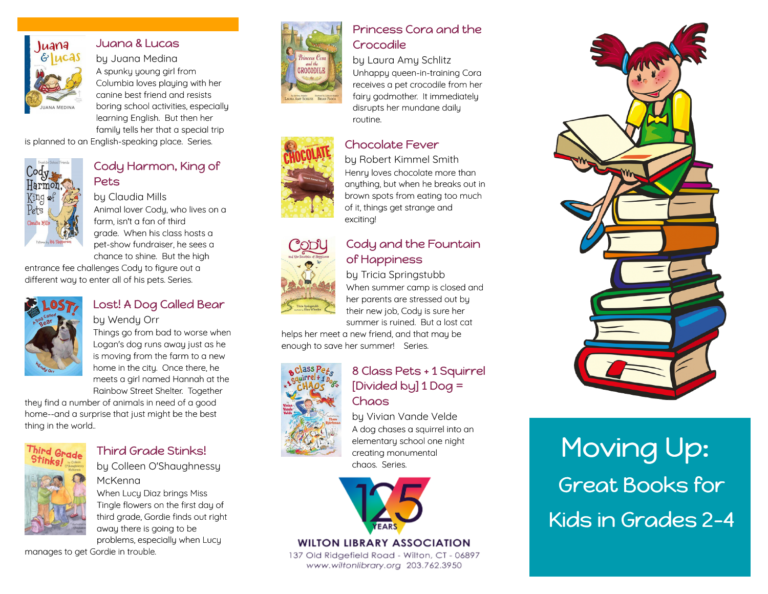## Juana & Lucas

by Juana Medina

A spunky young girl from Columbia loves playing with her canine best friend and resists boring school activities, especially learning English. But then her family tells her that a special trip is planned to an English-speaking place. Series.

## Cody Harmon, King of Pets

by Claudia Mills

Animal lover Cody, who lives on a farm, isn't a fan of third grade. When his class hosts a pet-show fundraiser, he sees a chance to shine. But the high entrance fee challenges Cody to figure out a different way to enter all of his pets. Series.

## Lost! A Dog Called Bear

by Wendy Orr

Things go from bad to worse when Logan's dog runs away just as he is moving from the farm to a new home in the city. Once there, he meets a girl named Hannah at the Rainbow Street Shelter. Together they find a number of animals in need of a good home--and a surprise that just might be the best thing in the world..

## Third Grade Stinks!

by Colleen O'Shaughnessy McKenna

When Lucy Diaz brings Miss Tingle flowers on the first day of third grade, Gordie finds out right away there is going to be problems, especially when Lucy manages to get Gordie in trouble.

## Princess Cora and the Crocodile

by Laura Amy Schlitz

Unhappy queen-in-training Cora receives a pet crocodile from her fairy godmother. It immediately disrupts her mundane daily routine.

## Chocolate Fever

by Robert Kimmel Smith

Henry loves chocolate more than anything, but when he breaks out in brown spots from eating too much of it, things get strange and exciting!

## Cody and the Fountain of Happiness

by Tricia Springstubb

When summer camp is closed and her parents are stressed out by their new job, Cody is sure her summer is ruined. But a lost cat helps her meet a new friend, and that may be enough to save her summer! Series.

## 8 Class Pets + 1 Squirrel [Divided by] 1 Dog = Chaos

by Vivian Vande Velde

A dog chases a squirrel into an elementary school one night creating monumental chaos. Series.

125 YEARS

**WILTON LIBRARY ASSOCIATION**

137 Old Ridgefield Road - Wilton, CT - 06897

www.wiltonlibrary.org 203.762.3950

# Moving Up:

## Great Books for Kids in Grades 2-4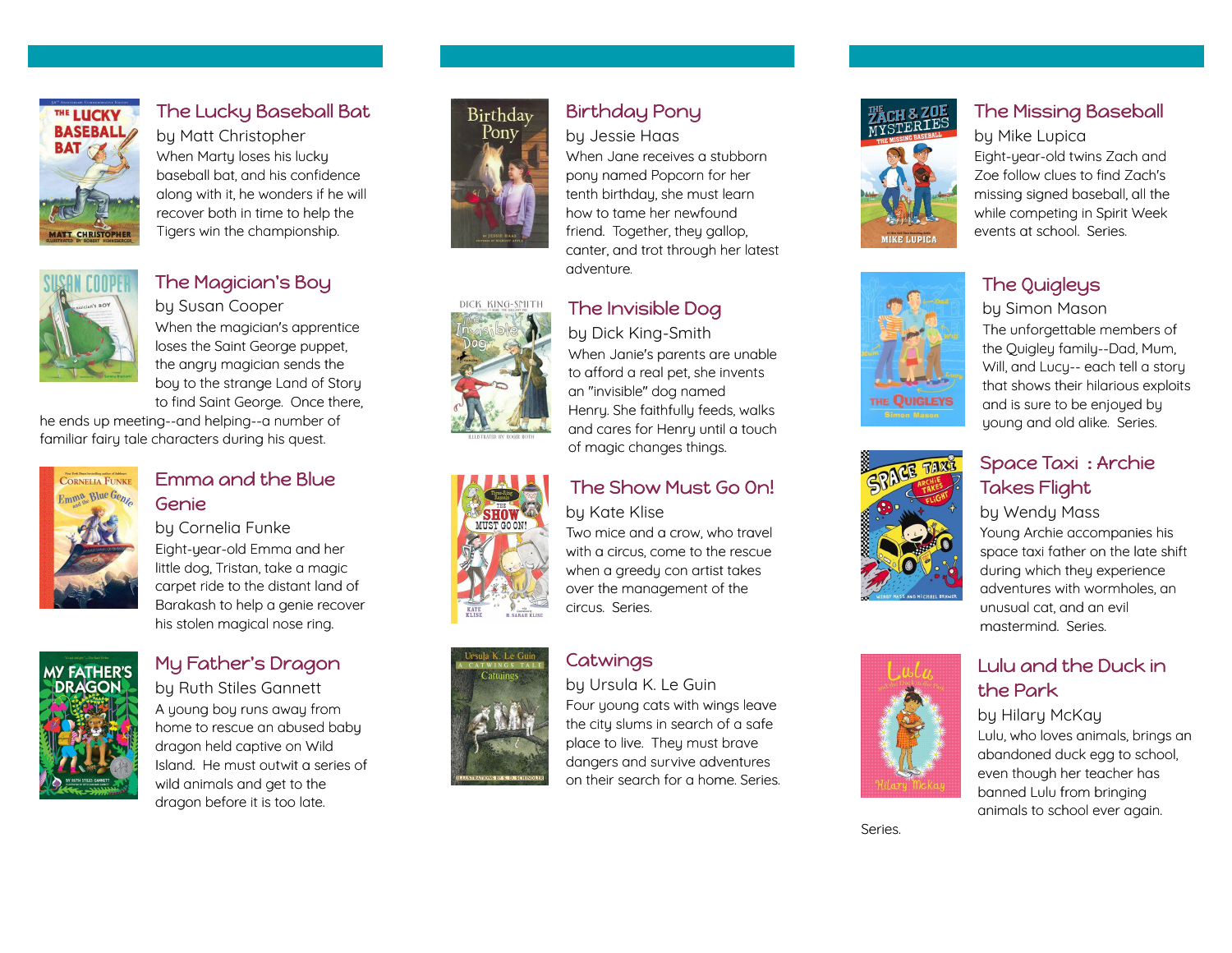## The Lucky Baseball Bat

by Matt Christopher

When Marty loses his lucky baseball bat, and his confidence along with it, he wonders if he will recover both in time to help the Tigers win the championship.

## The Magician's Boy

by Susan Cooper

When the magician's apprentice loses the Saint George puppet, the angry magician sends the boy to the strange Land of Story to find Saint George. Once there, he ends up meeting--and helping--a number of familiar fairy tale characters during his quest.

## Emma and the Blue Genie

by Cornelia Funke

Eight-year-old Emma and her little dog, Tristan, take a magic carpet ride to the distant land of Barakash to help a genie recover his stolen magical nose ring.

## My Father's Dragon

by Ruth Stiles Gannett

A young boy runs away from home to rescue an abused baby dragon held captive on Wild Island. He must outwit a series of wild animals and get to the dragon before it is too late.

## Birthday Pony

by Jessie Haas

When Jane receives a stubborn pony named Popcorn for her tenth birthday, she must learn how to tame her newfound friend. Together, they gallop, canter, and trot through her latest adventure.

## The Invisible Dog

by Dick King-Smith

When Janie's parents are unable to afford a real pet, she invents an "invisible" dog named Henry. She faithfully feeds, walks and cares for Henry until a touch of magic changes things.

## The Show Must Go On!

by Kate Klise

Two mice and a crow, who travel with a circus, come to the rescue when a greedy con artist takes over the management of the circus. Series.

## Catwings

by Ursula K. Le Guin

Four young cats with wings leave the city slums in search of a safe place to live. They must brave dangers and survive adventures on their search for a home. Series.

## The Missing Baseball

by Mike Lupica

Eight-year-old twins Zach and Zoe follow clues to find Zach's missing signed baseball, all the while competing in Spirit Week events at school. Series.

## The Quigleys

by Simon Mason

The unforgettable members of the Quigley family--Dad, Mum, Will, and Lucy-- each tell a story that shows their hilarious exploits and is sure to be enjoyed by young and old alike. Series.

## Space Taxi : Archie Takes Flight

by Wendy Mass

Young Archie accompanies his space taxi father on the late shift during which they experience adventures with wormholes, an unusual cat, and an evil mastermind. Series.

## Lulu and the Duck in the Park

by Hilary McKay

Lulu, who loves animals, brings an abandoned duck egg to school, even though her teacher has banned Lulu from bringing animals to school ever again. Series.